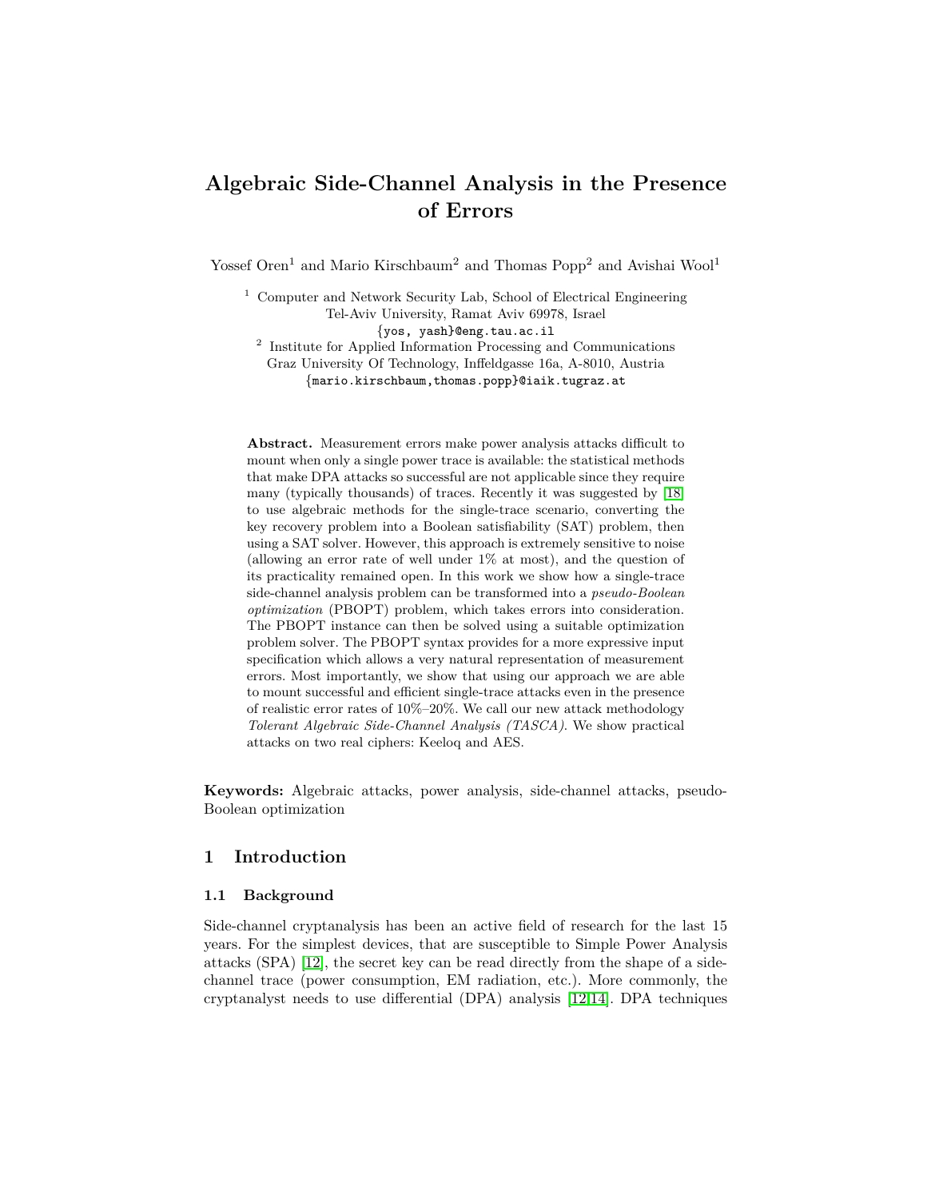# Algebraic Side-Channel Analysis in the Presence of Errors

Yossef Oren[1] and Mario Kirschbaum[2] and Thomas Popp[2] and Avishai Wool[1]

[1] Computer and Network Security Lab, School of Electrical Engineering
Tel-Aviv University, Ramat Aviv 69978, Israel
{yos, yash}@eng.tau.ac.il

[2] Institute for Applied Information Processing and Communications
Graz University Of Technology, Inffeldgasse 16a, A-8010, Austria
{mario.kirschbaum,thomas.popp}@iaik.tugraz.at

**Abstract.** Measurement errors make power analysis attacks difficult to mount when only a single power trace is available: the statistical methods that make DPA attacks so successful are not applicable since they require many (typically thousands) of traces. Recently it was suggested by [18] to use algebraic methods for the single-trace scenario, converting the key recovery problem into a Boolean satisfiability (SAT) problem, then using a SAT solver. However, this approach is extremely sensitive to noise (allowing an error rate of well under 1% at most), and the question of its practicality remained open. In this work we show how a single-trace side-channel analysis problem can be transformed into a *pseudo-Boolean optimization* (PBOPT) problem, which takes errors into consideration. The PBOPT instance can then be solved using a suitable optimization problem solver. The PBOPT syntax provides for a more expressive input specification which allows a very natural representation of measurement errors. Most importantly, we show that using our approach we are able to mount successful and efficient single-trace attacks even in the presence of realistic error rates of 10%–20%. We call our new attack methodology *Tolerant Algebraic Side-Channel Analysis (TASCA)*. We show practical attacks on two real ciphers: Keeloq and AES.

**Keywords:** Algebraic attacks, power analysis, side-channel attacks, pseudo-Boolean optimization

## 1 Introduction

### 1.1 Background

Side-channel cryptanalysis has been an active field of research for the last 15 years. For the simplest devices, that are susceptible to Simple Power Analysis attacks (SPA) [12], the secret key can be read directly from the shape of a side-channel trace (power consumption, EM radiation, etc.). More commonly, the cryptanalyst needs to use differential (DPA) analysis [12,14]. DPA techniques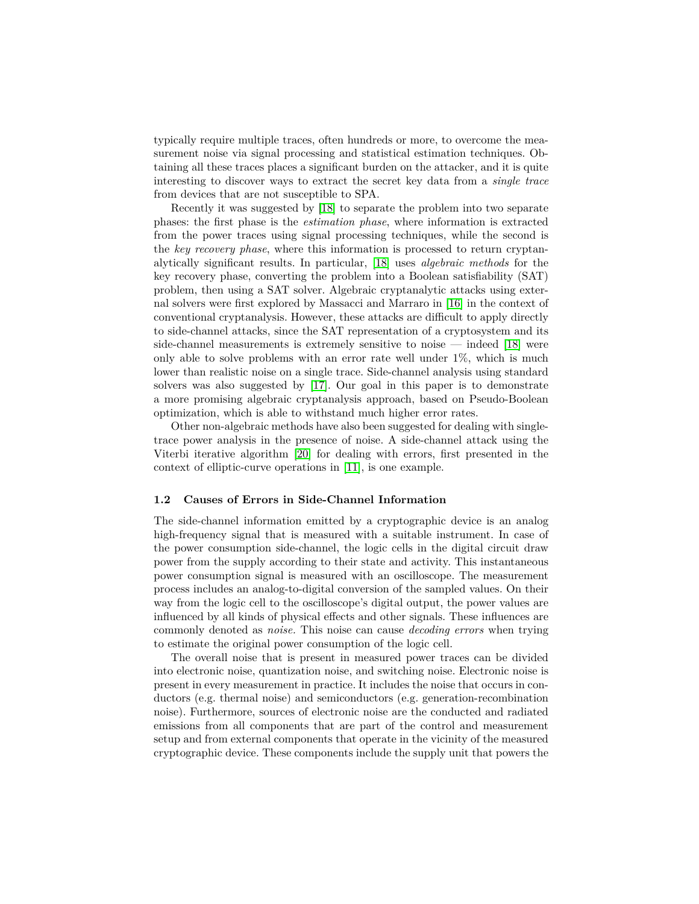typically require multiple traces, often hundreds or more, to overcome the measurement noise via signal processing and statistical estimation techniques. Obtaining all these traces places a significant burden on the attacker, and it is quite interesting to discover ways to extract the secret key data from a *single trace* from devices that are not susceptible to SPA.

Recently it was suggested by [18] to separate the problem into two separate phases: the first phase is the *estimation phase*, where information is extracted from the power traces using signal processing techniques, while the second is the *key recovery phase*, where this information is processed to return cryptanalytically significant results. In particular, [18] uses *algebraic methods* for the key recovery phase, converting the problem into a Boolean satisfiability (SAT) problem, then using a SAT solver. Algebraic cryptanalytic attacks using external solvers were first explored by Massacci and Marraro in [16] in the context of conventional cryptanalysis. However, these attacks are difficult to apply directly to side-channel attacks, since the SAT representation of a cryptosystem and its side-channel measurements is extremely sensitive to noise — indeed [18] were only able to solve problems with an error rate well under 1%, which is much lower than realistic noise on a single trace. Side-channel analysis using standard solvers was also suggested by [17]. Our goal in this paper is to demonstrate a more promising algebraic cryptanalysis approach, based on Pseudo-Boolean optimization, which is able to withstand much higher error rates.

Other non-algebraic methods have also been suggested for dealing with single-trace power analysis in the presence of noise. A side-channel attack using the Viterbi iterative algorithm [20] for dealing with errors, first presented in the context of elliptic-curve operations in [11], is one example.

### 1.2 Causes of Errors in Side-Channel Information

The side-channel information emitted by a cryptographic device is an analog high-frequency signal that is measured with a suitable instrument. In case of the power consumption side-channel, the logic cells in the digital circuit draw power from the supply according to their state and activity. This instantaneous power consumption signal is measured with an oscilloscope. The measurement process includes an analog-to-digital conversion of the sampled values. On their way from the logic cell to the oscilloscope's digital output, the power values are influenced by all kinds of physical effects and other signals. These influences are commonly denoted as *noise*. This noise can cause *decoding errors* when trying to estimate the original power consumption of the logic cell.

The overall noise that is present in measured power traces can be divided into electronic noise, quantization noise, and switching noise. Electronic noise is present in every measurement in practice. It includes the noise that occurs in conductors (e.g. thermal noise) and semiconductors (e.g. generation-recombination noise). Furthermore, sources of electronic noise are the conducted and radiated emissions from all components that are part of the control and measurement setup and from external components that operate in the vicinity of the measured cryptographic device. These components include the supply unit that powers the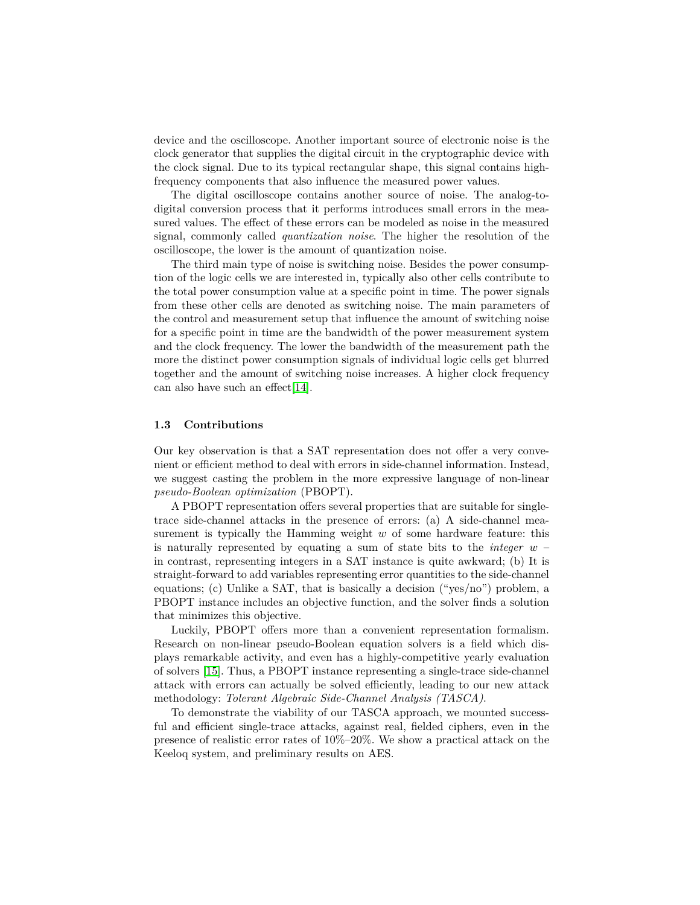device and the oscilloscope. Another important source of electronic noise is the clock generator that supplies the digital circuit in the cryptographic device with the clock signal. Due to its typical rectangular shape, this signal contains high-frequency components that also influence the measured power values.

The digital oscilloscope contains another source of noise. The analog-to-digital conversion process that it performs introduces small errors in the measured values. The effect of these errors can be modeled as noise in the measured signal, commonly called *quantization noise*. The higher the resolution of the oscilloscope, the lower is the amount of quantization noise.

The third main type of noise is switching noise. Besides the power consumption of the logic cells we are interested in, typically also other cells contribute to the total power consumption value at a specific point in time. The power signals from these other cells are denoted as switching noise. The main parameters of the control and measurement setup that influence the amount of switching noise for a specific point in time are the bandwidth of the power measurement system and the clock frequency. The lower the bandwidth of the measurement path the more the distinct power consumption signals of individual logic cells get blurred together and the amount of switching noise increases. A higher clock frequency can also have such an effect[14].

### 1.3 Contributions

Our key observation is that a SAT representation does not offer a very convenient or efficient method to deal with errors in side-channel information. Instead, we suggest casting the problem in the more expressive language of non-linear *pseudo-Boolean optimization* (PBOPT).

A PBOPT representation offers several properties that are suitable for single-trace side-channel attacks in the presence of errors: (a) A side-channel measurement is typically the Hamming weight $w$ of some hardware feature: this is naturally represented by equating a sum of state bits to the *integer* $w$ – in contrast, representing integers in a SAT instance is quite awkward; (b) It is straight-forward to add variables representing error quantities to the side-channel equations; (c) Unlike a SAT, that is basically a decision ("yes/no") problem, a PBOPT instance includes an objective function, and the solver finds a solution that minimizes this objective.

Luckily, PBOPT offers more than a convenient representation formalism. Research on non-linear pseudo-Boolean equation solvers is a field which displays remarkable activity, and even has a highly-competitive yearly evaluation of solvers [15]. Thus, a PBOPT instance representing a single-trace side-channel attack with errors can actually be solved efficiently, leading to our new attack methodology: *Tolerant Algebraic Side-Channel Analysis (TASCA)*.

To demonstrate the viability of our TASCA approach, we mounted successful and efficient single-trace attacks, against real, fielded ciphers, even in the presence of realistic error rates of 10%–20%. We show a practical attack on the Keeloq system, and preliminary results on AES.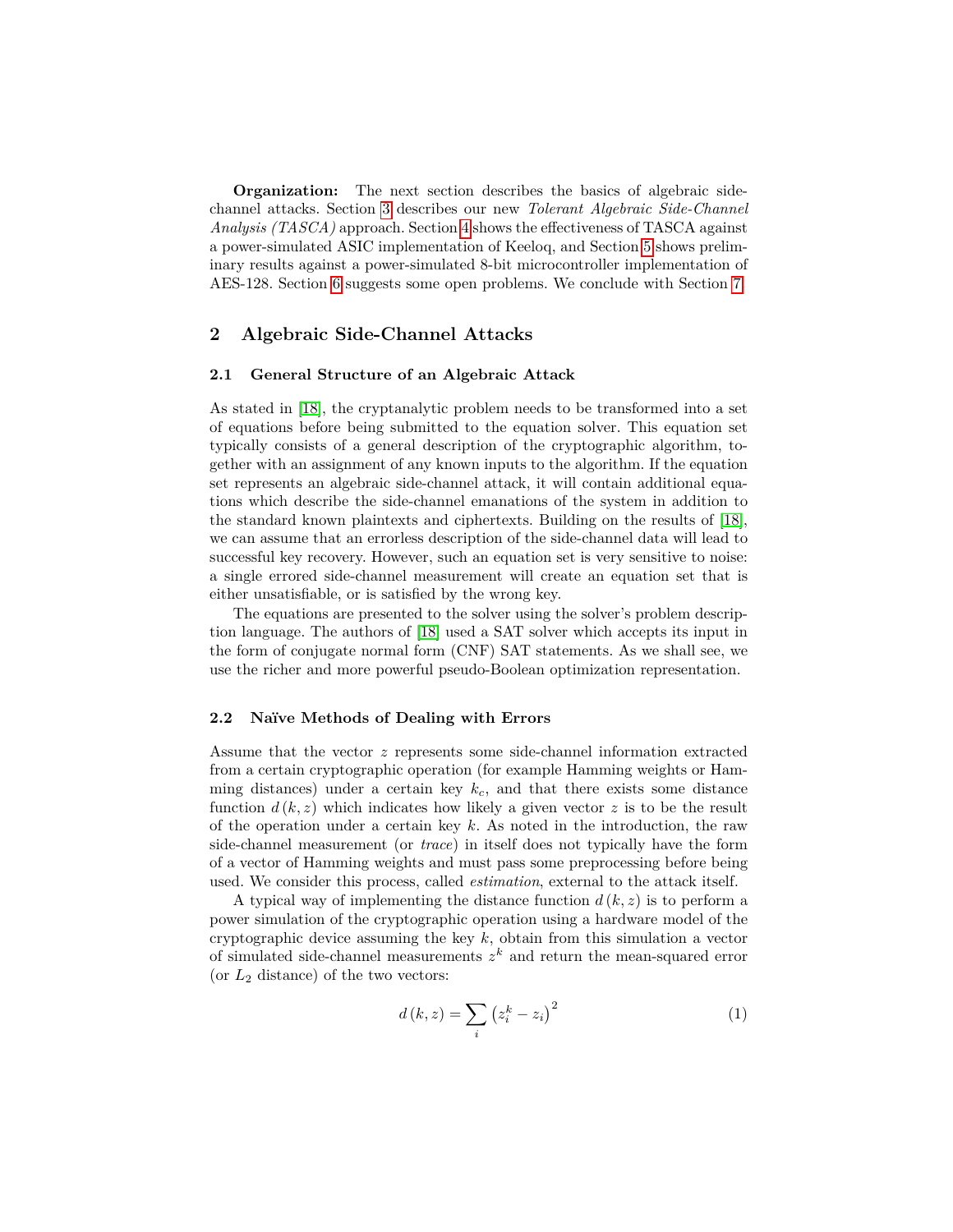**Organization:** The next section describes the basics of algebraic side-channel attacks. Section 3 describes our new *Tolerant Algebraic Side-Channel Analysis (TASCA)* approach. Section 4 shows the effectiveness of TASCA against a power-simulated ASIC implementation of Keeloq, and Section 5 shows preliminary results against a power-simulated 8-bit microcontroller implementation of AES-128. Section 6 suggests some open problems. We conclude with Section 7.

## 2 Algebraic Side-Channel Attacks

### 2.1 General Structure of an Algebraic Attack

As stated in [18], the cryptanalytic problem needs to be transformed into a set of equations before being submitted to the equation solver. This equation set typically consists of a general description of the cryptographic algorithm, together with an assignment of any known inputs to the algorithm. If the equation set represents an algebraic side-channel attack, it will contain additional equations which describe the side-channel emanations of the system in addition to the standard known plaintexts and ciphertexts. Building on the results of [18], we can assume that an errorless description of the side-channel data will lead to successful key recovery. However, such an equation set is very sensitive to noise: a single errored side-channel measurement will create an equation set that is either unsatisfiable, or is satisfied by the wrong key.

The equations are presented to the solver using the solver's problem description language. The authors of [18] used a SAT solver which accepts its input in the form of conjugate normal form (CNF) SAT statements. As we shall see, we use the richer and more powerful pseudo-Boolean optimization representation.

### 2.2 Naïve Methods of Dealing with Errors

Assume that the vector $z$ represents some side-channel information extracted from a certain cryptographic operation (for example Hamming weights or Hamming distances) under a certain key $k_c$, and that there exists some distance function $d(k,z)$ which indicates how likely a given vector $z$ is to be the result of the operation under a certain key $k$. As noted in the introduction, the raw side-channel measurement (or *trace*) in itself does not typically have the form of a vector of Hamming weights and must pass some preprocessing before being used. We consider this process, called *estimation*, external to the attack itself.

A typical way of implementing the distance function $d(k,z)$ is to perform a power simulation of the cryptographic operation using a hardware model of the cryptographic device assuming the key $k$, obtain from this simulation a vector of simulated side-channel measurements $z^k$ and return the mean-squared error (or $L_2$ distance) of the two vectors:

$$d(k,z) = \sum_i \left(z_i^k - z_i\right)^2 \quad (1)$$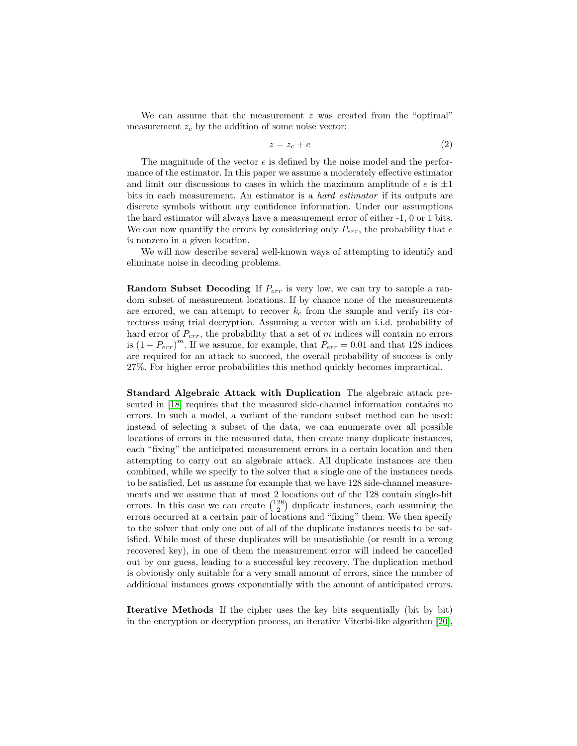We can assume that the measurement $z$ was created from the "optimal" measurement $z_c$ by the addition of some noise vector:

$$z = z_c + e \tag{2}$$

The magnitude of the vector $e$ is defined by the noise model and the performance of the estimator. In this paper we assume a moderately effective estimator and limit our discussions to cases in which the maximum amplitude of $e$ is $\pm 1$ bits in each measurement. An estimator is a *hard estimator* if its outputs are discrete symbols without any confidence information. Under our assumptions the hard estimator will always have a measurement error of either -1, 0 or 1 bits. We can now quantify the errors by considering only $P_{err}$, the probability that $e$ is nonzero in a given location.

We will now describe several well-known ways of attempting to identify and eliminate noise in decoding problems.

**Random Subset Decoding** If $P_{err}$ is very low, we can try to sample a random subset of measurement locations. If by chance none of the measurements are errored, we can attempt to recover $k_c$ from the sample and verify its correctness using trial decryption. Assuming a vector with an i.i.d. probability of hard error of $P_{err}$, the probability that a set of $m$ indices will contain no errors is $(1 - P_{err})^m$. If we assume, for example, that $P_{err} = 0.01$ and that 128 indices are required for an attack to succeed, the overall probability of success is only 27%. For higher error probabilities this method quickly becomes impractical.

**Standard Algebraic Attack with Duplication** The algebraic attack presented in [18] requires that the measured side-channel information contains no errors. In such a model, a variant of the random subset method can be used: instead of selecting a subset of the data, we can enumerate over all possible locations of errors in the measured data, then create many duplicate instances, each "fixing" the anticipated measurement errors in a certain location and then attempting to carry out an algebraic attack. All duplicate instances are then combined, while we specify to the solver that a single one of the instances needs to be satisfied. Let us assume for example that we have 128 side-channel measurements and we assume that at most 2 locations out of the 128 contain single-bit errors. In this case we can create $\binom{128}{2}$ duplicate instances, each assuming the errors occurred at a certain pair of locations and "fixing" them. We then specify to the solver that only one out of all of the duplicate instances needs to be satisfied. While most of these duplicates will be unsatisfiable (or result in a wrong recovered key), in one of them the measurement error will indeed be cancelled out by our guess, leading to a successful key recovery. The duplication method is obviously only suitable for a very small amount of errors, since the number of additional instances grows exponentially with the amount of anticipated errors.

**Iterative Methods** If the cipher uses the key bits sequentially (bit by bit) in the encryption or decryption process, an iterative Viterbi-like algorithm [20],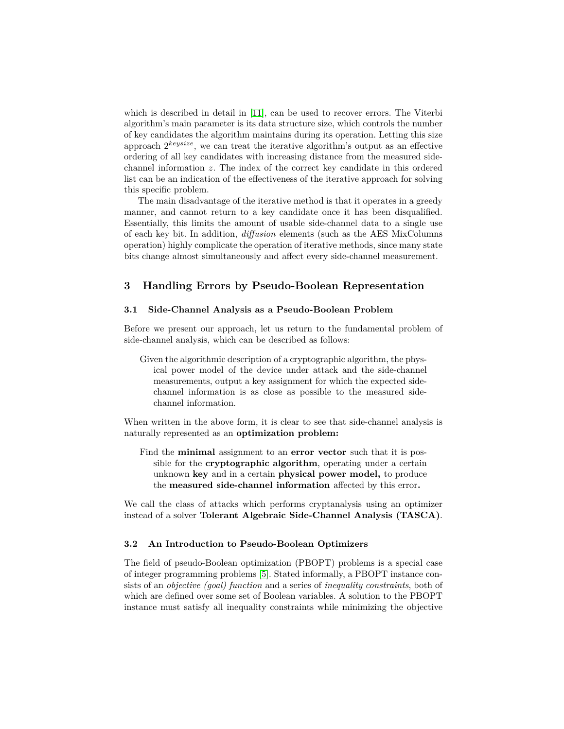which is described in detail in [11], can be used to recover errors. The Viterbi algorithm's main parameter is its data structure size, which controls the number of key candidates the algorithm maintains during its operation. Letting this size approach $2^{keysize}$, we can treat the iterative algorithm's output as an effective ordering of all key candidates with increasing distance from the measured side-channel information $z$. The index of the correct key candidate in this ordered list can be an indication of the effectiveness of the iterative approach for solving this specific problem.

The main disadvantage of the iterative method is that it operates in a greedy manner, and cannot return to a key candidate once it has been disqualified. Essentially, this limits the amount of usable side-channel data to a single use of each key bit. In addition, *diffusion* elements (such as the AES MixColumns operation) highly complicate the operation of iterative methods, since many state bits change almost simultaneously and affect every side-channel measurement.

## 3 Handling Errors by Pseudo-Boolean Representation

### 3.1 Side-Channel Analysis as a Pseudo-Boolean Problem

Before we present our approach, let us return to the fundamental problem of side-channel analysis, which can be described as follows:

> Given the algorithmic description of a cryptographic algorithm, the physical power model of the device under attack and the side-channel measurements, output a key assignment for which the expected side-channel information is as close as possible to the measured side-channel information.

When written in the above form, it is clear to see that side-channel analysis is naturally represented as an **optimization problem:**

> Find the **minimal** assignment to an **error vector** such that it is possible for the **cryptographic algorithm**, operating under a certain unknown **key** and in a certain **physical power model,** to produce the **measured side-channel information** affected by this error**.**

We call the class of attacks which performs cryptanalysis using an optimizer instead of a solver **Tolerant Algebraic Side-Channel Analysis (TASCA)**.

### 3.2 An Introduction to Pseudo-Boolean Optimizers

The field of pseudo-Boolean optimization (PBOPT) problems is a special case of integer programming problems [5]. Stated informally, a PBOPT instance consists of an *objective (goal) function* and a series of *inequality constraints*, both of which are defined over some set of Boolean variables. A solution to the PBOPT instance must satisfy all inequality constraints while minimizing the objective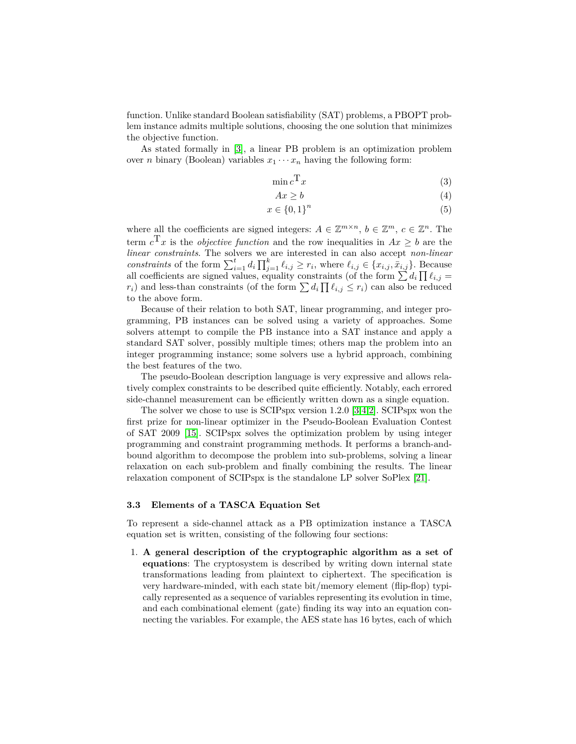function. Unlike standard Boolean satisfiability (SAT) problems, a PBOPT problem instance admits multiple solutions, choosing the one solution that minimizes the objective function.

As stated formally in [3], a linear PB problem is an optimization problem over $n$ binary (Boolean) variables $x_1 \cdots x_n$ having the following form:

$$\min c^{\mathrm{T}} x \tag{3}$$

$$Ax \geq b \tag{4}$$

$$x \in \{0,1\}^n \tag{5}$$

where all the coefficients are signed integers: $A \in \mathbb{Z}^{m \times n}$, $b \in \mathbb{Z}^m$, $c \in \mathbb{Z}^n$. The term $c^{\mathrm{T}} x$ is the *objective function* and the row inequalities in $Ax \geq b$ are the *linear constraints*. The solvers we are interested in can also accept *non-linear constraints* of the form $\sum_{i=1}^{t} d_i \prod_{j=1}^{k} \ell_{i,j} \geq r_i$, where $\ell_{i,j} \in \{x_{i,j}, \bar{x}_{i,j}\}$. Because all coefficients are signed values, equality constraints (of the form $\sum d_i \prod \ell_{i,j} = r_i$) and less-than constraints (of the form $\sum d_i \prod \ell_{i,j} \leq r_i$) can also be reduced to the above form.

Because of their relation to both SAT, linear programming, and integer programming, PB instances can be solved using a variety of approaches. Some solvers attempt to compile the PB instance into a SAT instance and apply a standard SAT solver, possibly multiple times; others map the problem into an integer programming instance; some solvers use a hybrid approach, combining the best features of the two.

The pseudo-Boolean description language is very expressive and allows relatively complex constraints to be described quite efficiently. Notably, each errored side-channel measurement can be efficiently written down as a single equation.

The solver we chose to use is SCIPspx version 1.2.0 [3,4,2]. SCIPspx won the first prize for non-linear optimizer in the Pseudo-Boolean Evaluation Contest of SAT 2009 [15]. SCIPspx solves the optimization problem by using integer programming and constraint programming methods. It performs a branch-and-bound algorithm to decompose the problem into sub-problems, solving a linear relaxation on each sub-problem and finally combining the results. The linear relaxation component of SCIPspx is the standalone LP solver SoPlex [21].

### 3.3 Elements of a TASCA Equation Set

To represent a side-channel attack as a PB optimization instance a TASCA equation set is written, consisting of the following four sections:

1. **A general description of the cryptographic algorithm as a set of equations**: The cryptosystem is described by writing down internal state transformations leading from plaintext to ciphertext. The specification is very hardware-minded, with each state bit/memory element (flip-flop) typically represented as a sequence of variables representing its evolution in time, and each combinational element (gate) finding its way into an equation connecting the variables. For example, the AES state has 16 bytes, each of which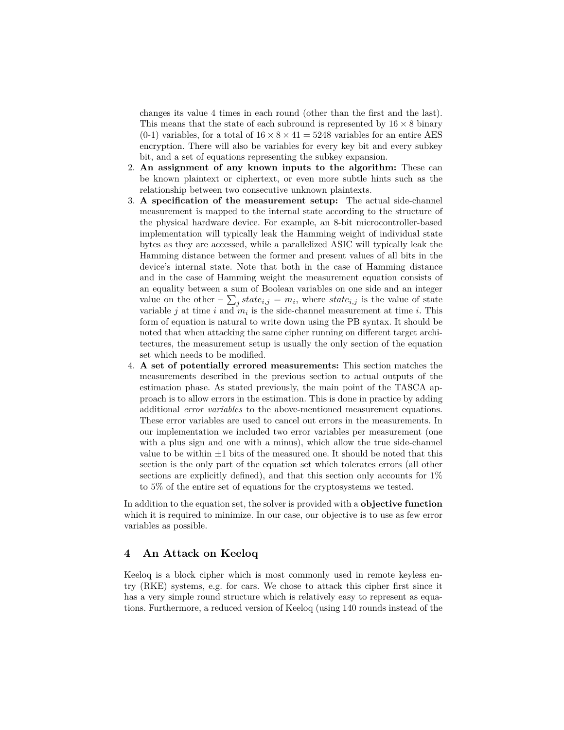changes its value 4 times in each round (other than the first and the last). This means that the state of each subround is represented by $16 \times 8$ binary (0-1) variables, for a total of $16 \times 8 \times 41 = 5248$ variables for an entire AES encryption. There will also be variables for every key bit and every subkey bit, and a set of equations representing the subkey expansion.

2. **An assignment of any known inputs to the algorithm:** These can be known plaintext or ciphertext, or even more subtle hints such as the relationship between two consecutive unknown plaintexts.
3. **A specification of the measurement setup:** The actual side-channel measurement is mapped to the internal state according to the structure of the physical hardware device. For example, an 8-bit microcontroller-based implementation will typically leak the Hamming weight of individual state bytes as they are accessed, while a parallelized ASIC will typically leak the Hamming distance between the former and present values of all bits in the device's internal state. Note that both in the case of Hamming distance and in the case of Hamming weight the measurement equation consists of an equality between a sum of Boolean variables on one side and an integer value on the other – $\sum_j state_{i,j} = m_i$, where $state_{i,j}$ is the value of state variable $j$ at time $i$ and $m_i$ is the side-channel measurement at time $i$. This form of equation is natural to write down using the PB syntax. It should be noted that when attacking the same cipher running on different target architectures, the measurement setup is usually the only section of the equation set which needs to be modified.
4. **A set of potentially errored measurements:** This section matches the measurements described in the previous section to actual outputs of the estimation phase. As stated previously, the main point of the TASCA approach is to allow errors in the estimation. This is done in practice by adding additional *error variables* to the above-mentioned measurement equations. These error variables are used to cancel out errors in the measurements. In our implementation we included two error variables per measurement (one with a plus sign and one with a minus), which allow the true side-channel value to be within $\pm 1$ bits of the measured one. It should be noted that this section is the only part of the equation set which tolerates errors (all other sections are explicitly defined), and that this section only accounts for 1% to 5% of the entire set of equations for the cryptosystems we tested.

In addition to the equation set, the solver is provided with a **objective function** which it is required to minimize. In our case, our objective is to use as few error variables as possible.

## 4 An Attack on Keeloq

Keeloq is a block cipher which is most commonly used in remote keyless entry (RKE) systems, e.g. for cars. We chose to attack this cipher first since it has a very simple round structure which is relatively easy to represent as equations. Furthermore, a reduced version of Keeloq (using 140 rounds instead of the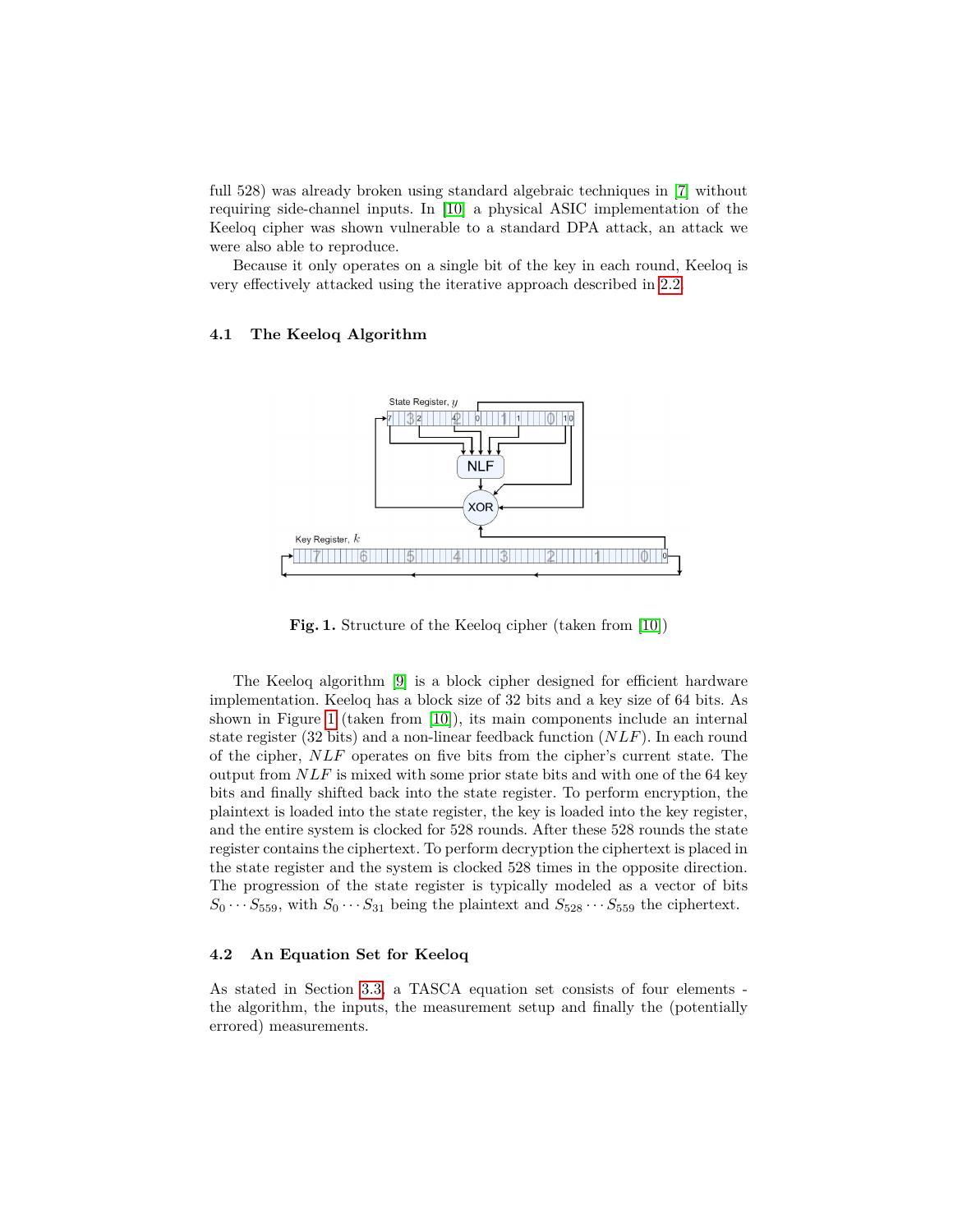full 528) was already broken using standard algebraic techniques in [7] without requiring side-channel inputs. In [10] a physical ASIC implementation of the Keeloq cipher was shown vulnerable to a standard DPA attack, an attack we were also able to reproduce.

Because it only operates on a single bit of the key in each round, Keeloq is very effectively attacked using the iterative approach described in 2.2.

### 4.1 The Keeloq Algorithm

**Fig. 1.** Structure of the Keeloq cipher (taken from [10])

The Keeloq algorithm [9] is a block cipher designed for efficient hardware implementation. Keeloq has a block size of 32 bits and a key size of 64 bits. As shown in Figure 1 (taken from [10]), its main components include an internal state register (32 bits) and a non-linear feedback function ($NLF$). In each round of the cipher, $NLF$ operates on five bits from the cipher's current state. The output from $NLF$ is mixed with some prior state bits and with one of the 64 key bits and finally shifted back into the state register. To perform encryption, the plaintext is loaded into the state register, the key is loaded into the key register, and the entire system is clocked for 528 rounds. After these 528 rounds the state register contains the ciphertext. To perform decryption the ciphertext is placed in the state register and the system is clocked 528 times in the opposite direction. The progression of the state register is typically modeled as a vector of bits $S_0 \cdots S_{559}$, with $S_0 \cdots S_{31}$ being the plaintext and $S_{528} \cdots S_{559}$ the ciphertext.

### 4.2 An Equation Set for Keeloq

As stated in Section 3.3, a TASCA equation set consists of four elements - the algorithm, the inputs, the measurement setup and finally the (potentially errored) measurements.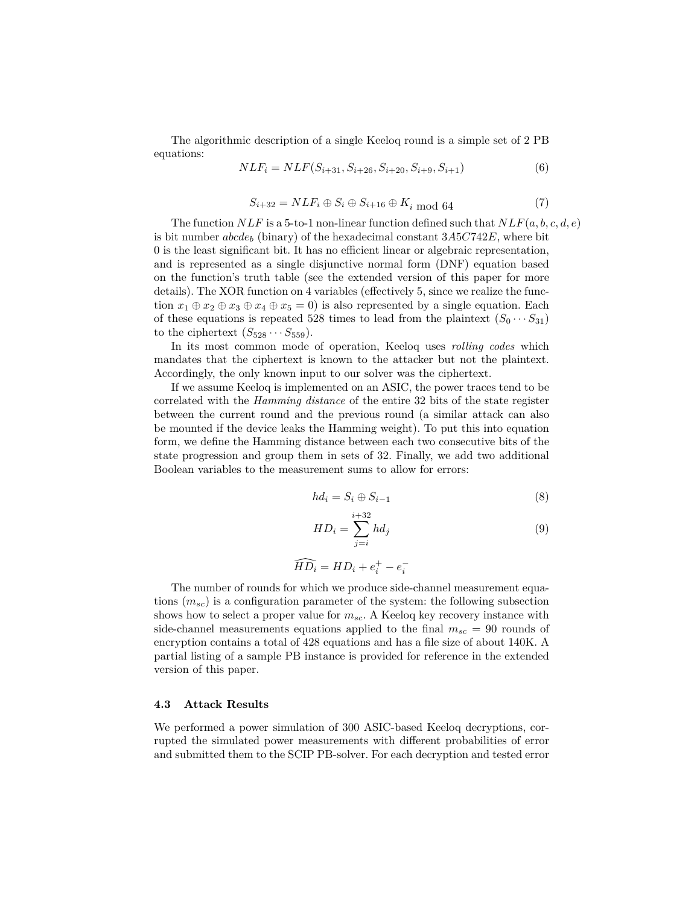The algorithmic description of a single Keeloq round is a simple set of 2 PB equations:

$$NLF_i = NLF(S_{i+31}, S_{i+26}, S_{i+20}, S_{i+9}, S_{i+1}) \tag{6}$$

$$S_{i+32} = NLF_i \oplus S_i \oplus S_{i+16} \oplus K_{i \bmod 64} \tag{7}$$

The function $NLF$ is a 5-to-1 non-linear function defined such that $NLF(a, b, c, d, e)$ is bit number $abcde_b$ (binary) of the hexadecimal constant $3A5C742E$, where bit 0 is the least significant bit. It has no efficient linear or algebraic representation, and is represented as a single disjunctive normal form (DNF) equation based on the function's truth table (see the extended version of this paper for more details). The XOR function on 4 variables (effectively 5, since we realize the function $x_1 \oplus x_2 \oplus x_3 \oplus x_4 \oplus x_5 = 0$) is also represented by a single equation. Each of these equations is repeated 528 times to lead from the plaintext ($S_0 \cdots S_{31}$) to the ciphertext ($S_{528} \cdots S_{559}$).

In its most common mode of operation, Keeloq uses *rolling codes* which mandates that the ciphertext is known to the attacker but not the plaintext. Accordingly, the only known input to our solver was the ciphertext.

If we assume Keeloq is implemented on an ASIC, the power traces tend to be correlated with the *Hamming distance* of the entire 32 bits of the state register between the current round and the previous round (a similar attack can also be mounted if the device leaks the Hamming weight). To put this into equation form, we define the Hamming distance between each two consecutive bits of the state progression and group them in sets of 32. Finally, we add two additional Boolean variables to the measurement sums to allow for errors:

$$hd_i = S_i \oplus S_{i-1} \tag{8}$$

$$HD_i = \sum_{j=i}^{i+32} hd_j \tag{9}$$

$$\widehat{HD_i} = HD_i + e_i^+ - e_i^-$$

The number of rounds for which we produce side-channel measurement equations ($m_{sc}$) is a configuration parameter of the system: the following subsection shows how to select a proper value for $m_{sc}$. A Keeloq key recovery instance with side-channel measurements equations applied to the final $m_{sc} = 90$ rounds of encryption contains a total of 428 equations and has a file size of about 140K. A partial listing of a sample PB instance is provided for reference in the extended version of this paper.

### 4.3 Attack Results

We performed a power simulation of 300 ASIC-based Keeloq decryptions, corrupted the simulated power measurements with different probabilities of error and submitted them to the SCIP PB-solver. For each decryption and tested error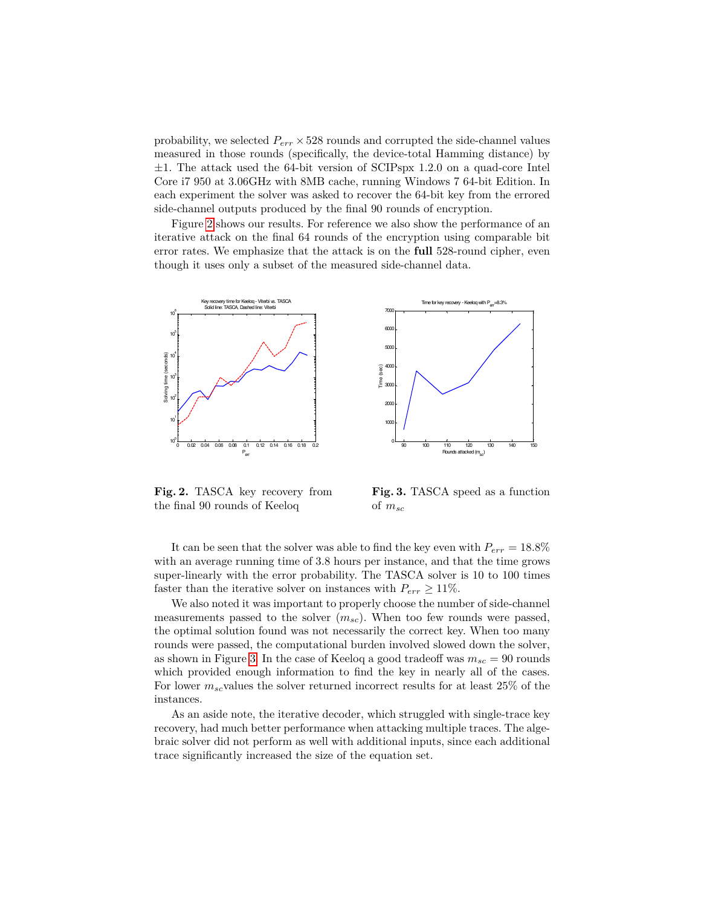probability, we selected $P_{err} \times 528$ rounds and corrupted the side-channel values measured in those rounds (specifically, the device-total Hamming distance) by $\pm 1$. The attack used the 64-bit version of SCIPspx 1.2.0 on a quad-core Intel Core i7 950 at 3.06GHz with 8MB cache, running Windows 7 64-bit Edition. In each experiment the solver was asked to recover the 64-bit key from the errored side-channel outputs produced by the final 90 rounds of encryption.

Figure 2 shows our results. For reference we also show the performance of an iterative attack on the final 64 rounds of the encryption using comparable bit error rates. We emphasize that the attack is on the **full** 528-round cipher, even though it uses only a subset of the measured side-channel data.

**Fig. 2.** TASCA key recovery from the final 90 rounds of Keeloq

**Fig. 3.** TASCA speed as a function of $m_{sc}$

It can be seen that the solver was able to find the key even with $P_{err} = 18.8\%$ with an average running time of 3.8 hours per instance, and that the time grows super-linearly with the error probability. The TASCA solver is 10 to 100 times faster than the iterative solver on instances with $P_{err} \geq 11\%$.

We also noted it was important to properly choose the number of side-channel measurements passed to the solver ($m_{sc}$). When too few rounds were passed, the optimal solution found was not necessarily the correct key. When too many rounds were passed, the computational burden involved slowed down the solver, as shown in Figure 3. In the case of Keeloq a good tradeoff was $m_{sc} = 90$ rounds which provided enough information to find the key in nearly all of the cases. For lower $m_{sc}$values the solver returned incorrect results for at least 25% of the instances.

As an aside note, the iterative decoder, which struggled with single-trace key recovery, had much better performance when attacking multiple traces. The algebraic solver did not perform as well with additional inputs, since each additional trace significantly increased the size of the equation set.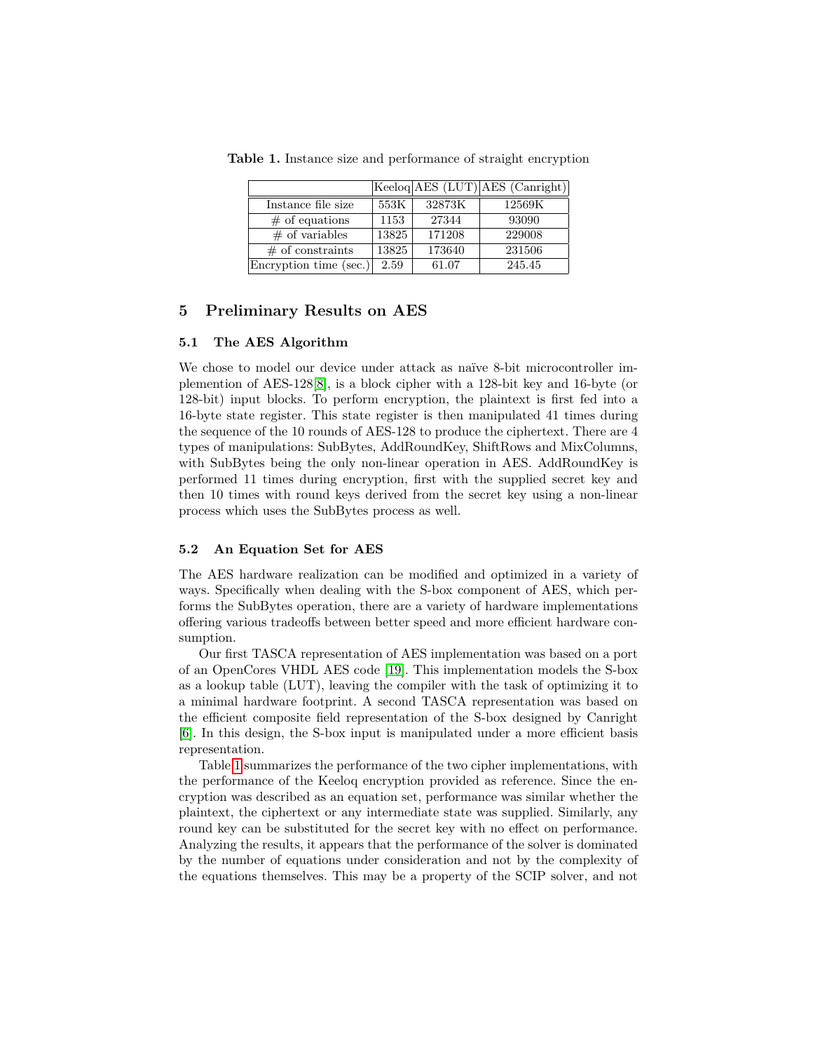**Table 1.** Instance size and performance of straight encryption

| | Keeloq | AES (LUT) | AES (Canright) |
|---|---|---|---|
| Instance file size | 553K | 32873K | 12569K |
| # of equations | 1153 | 27344 | 93090 |
| # of variables | 13825 | 171208 | 229008 |
| # of constraints | 13825 | 173640 | 231506 |
| Encryption time (sec.) | 2.59 | 61.07 | 245.45 |

## 5 Preliminary Results on AES

### 5.1 The AES Algorithm

We chose to model our device under attack as naïve 8-bit microcontroller implemention of AES-128[8], is a block cipher with a 128-bit key and 16-byte (or 128-bit) input blocks. To perform encryption, the plaintext is first fed into a 16-byte state register. This state register is then manipulated 41 times during the sequence of the 10 rounds of AES-128 to produce the ciphertext. There are 4 types of manipulations: SubBytes, AddRoundKey, ShiftRows and MixColumns, with SubBytes being the only non-linear operation in AES. AddRoundKey is performed 11 times during encryption, first with the supplied secret key and then 10 times with round keys derived from the secret key using a non-linear process which uses the SubBytes process as well.

### 5.2 An Equation Set for AES

The AES hardware realization can be modified and optimized in a variety of ways. Specifically when dealing with the S-box component of AES, which performs the SubBytes operation, there are a variety of hardware implementations offering various tradeoffs between better speed and more efficient hardware consumption.

Our first TASCA representation of AES implementation was based on a port of an OpenCores VHDL AES code [19]. This implementation models the S-box as a lookup table (LUT), leaving the compiler with the task of optimizing it to a minimal hardware footprint. A second TASCA representation was based on the efficient composite field representation of the S-box designed by Canright [6]. In this design, the S-box input is manipulated under a more efficient basis representation.

Table 1 summarizes the performance of the two cipher implementations, with the performance of the Keeloq encryption provided as reference. Since the encryption was described as an equation set, performance was similar whether the plaintext, the ciphertext or any intermediate state was supplied. Similarly, any round key can be substituted for the secret key with no effect on performance. Analyzing the results, it appears that the performance of the solver is dominated by the number of equations under consideration and not by the complexity of the equations themselves. This may be a property of the SCIP solver, and not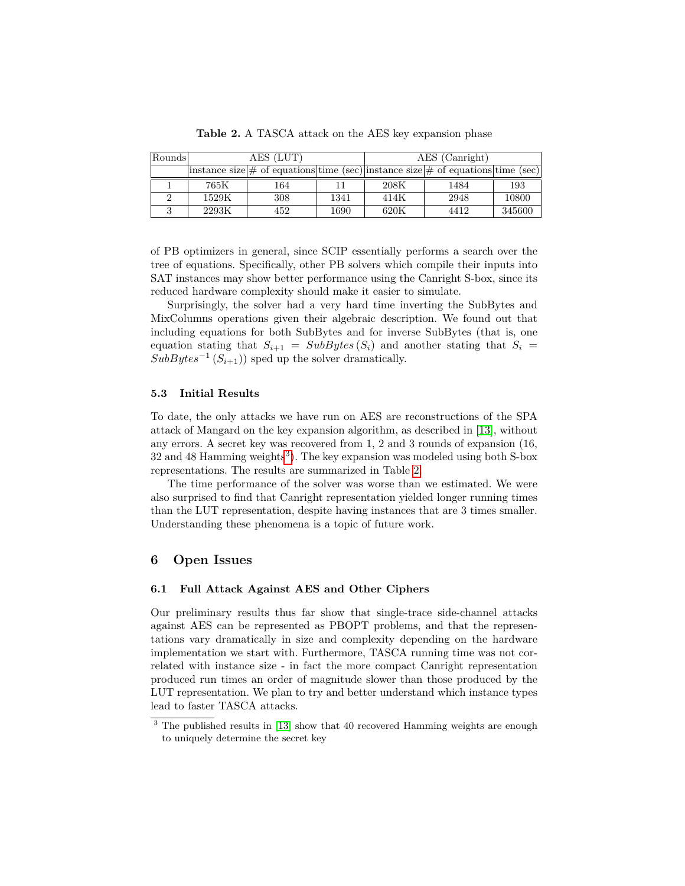**Table 2.** A TASCA attack on the AES key expansion phase

| Rounds | AES (LUT) | | | AES (Canright) | | |
|---|---|---|---|---|---|---|
| | instance size | # of equations | time (sec) | instance size | # of equations | time (sec) |
| 1 | 765K | 164 | 11 | 208K | 1484 | 193 |
| 2 | 1529K | 308 | 1341 | 414K | 2948 | 10800 |
| 3 | 2293K | 452 | 1690 | 620K | 4412 | 345600 |

of PB optimizers in general, since SCIP essentially performs a search over the tree of equations. Specifically, other PB solvers which compile their inputs into SAT instances may show better performance using the Canright S-box, since its reduced hardware complexity should make it easier to simulate.

Surprisingly, the solver had a very hard time inverting the SubBytes and MixColumns operations given their algebraic description. We found out that including equations for both SubBytes and for inverse SubBytes (that is, one equation stating that $S_{i+1} = SubBytes(S_i)$ and another stating that $S_i = SubBytes^{-1}(S_{i+1})$) sped up the solver dramatically.

### 5.3 Initial Results

To date, the only attacks we have run on AES are reconstructions of the SPA attack of Mangard on the key expansion algorithm, as described in [13], without any errors. A secret key was recovered from 1, 2 and 3 rounds of expansion (16, 32 and 48 Hamming weights[3]). The key expansion was modeled using both S-box representations. The results are summarized in Table 2.

The time performance of the solver was worse than we estimated. We were also surprised to find that Canright representation yielded longer running times than the LUT representation, despite having instances that are 3 times smaller. Understanding these phenomena is a topic of future work.

## 6 Open Issues

### 6.1 Full Attack Against AES and Other Ciphers

Our preliminary results thus far show that single-trace side-channel attacks against AES can be represented as PBOPT problems, and that the representations vary dramatically in size and complexity depending on the hardware implementation we start with. Furthermore, TASCA running time was not correlated with instance size - in fact the more compact Canright representation produced run times an order of magnitude slower than those produced by the LUT representation. We plan to try and better understand which instance types lead to faster TASCA attacks.

[3] The published results in [13] show that 40 recovered Hamming weights are enough to uniquely determine the secret key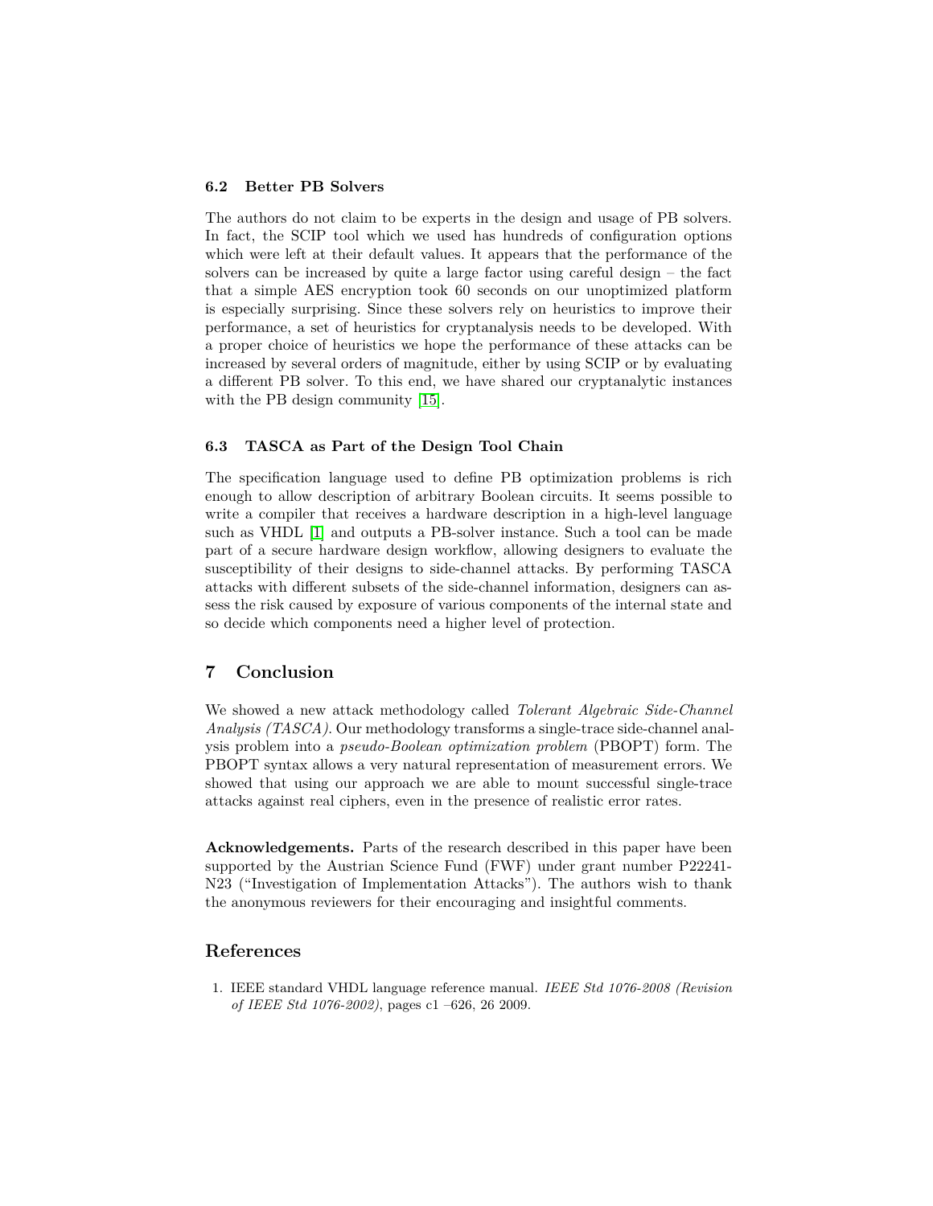### 6.2 Better PB Solvers

The authors do not claim to be experts in the design and usage of PB solvers. In fact, the SCIP tool which we used has hundreds of configuration options which were left at their default values. It appears that the performance of the solvers can be increased by quite a large factor using careful design – the fact that a simple AES encryption took 60 seconds on our unoptimized platform is especially surprising. Since these solvers rely on heuristics to improve their performance, a set of heuristics for cryptanalysis needs to be developed. With a proper choice of heuristics we hope the performance of these attacks can be increased by several orders of magnitude, either by using SCIP or by evaluating a different PB solver. To this end, we have shared our cryptanalytic instances with the PB design community [15].

### 6.3 TASCA as Part of the Design Tool Chain

The specification language used to define PB optimization problems is rich enough to allow description of arbitrary Boolean circuits. It seems possible to write a compiler that receives a hardware description in a high-level language such as VHDL [1] and outputs a PB-solver instance. Such a tool can be made part of a secure hardware design workflow, allowing designers to evaluate the susceptibility of their designs to side-channel attacks. By performing TASCA attacks with different subsets of the side-channel information, designers can assess the risk caused by exposure of various components of the internal state and so decide which components need a higher level of protection.

## 7 Conclusion

We showed a new attack methodology called *Tolerant Algebraic Side-Channel Analysis (TASCA)*. Our methodology transforms a single-trace side-channel analysis problem into a *pseudo-Boolean optimization problem* (PBOPT) form. The PBOPT syntax allows a very natural representation of measurement errors. We showed that using our approach we are able to mount successful single-trace attacks against real ciphers, even in the presence of realistic error rates.

**Acknowledgements.** Parts of the research described in this paper have been supported by the Austrian Science Fund (FWF) under grant number P22241-N23 ("Investigation of Implementation Attacks"). The authors wish to thank the anonymous reviewers for their encouraging and insightful comments.

## References

1. IEEE standard VHDL language reference manual. *IEEE Std 1076-2008 (Revision of IEEE Std 1076-2002)*, pages c1 –626, 26 2009.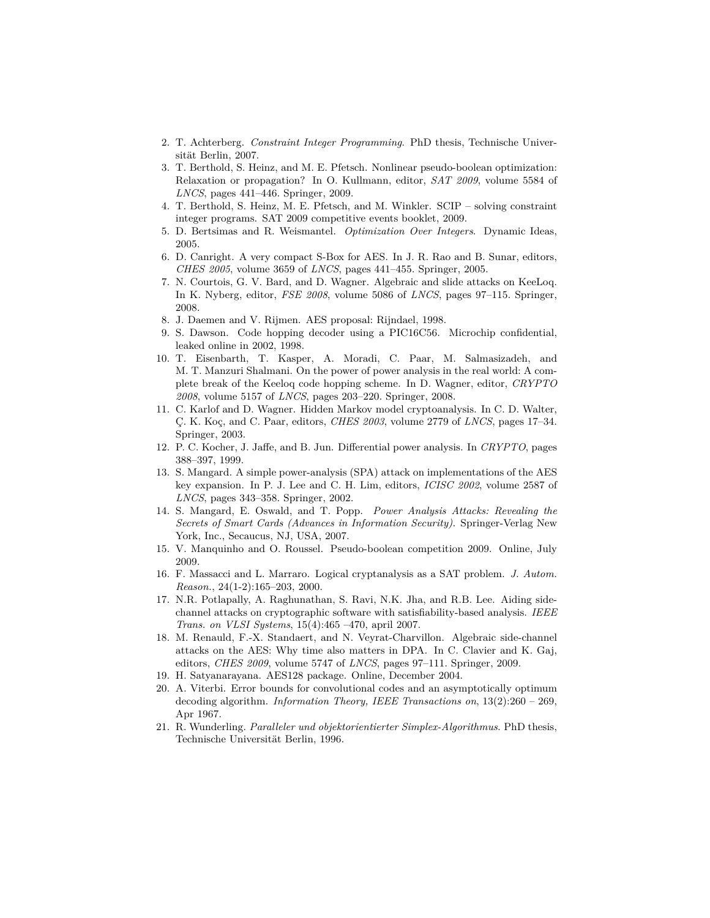2. T. Achterberg. *Constraint Integer Programming*. PhD thesis, Technische Universität Berlin, 2007.
3. T. Berthold, S. Heinz, and M. E. Pfetsch. Nonlinear pseudo-boolean optimization: Relaxation or propagation? In O. Kullmann, editor, *SAT 2009*, volume 5584 of *LNCS*, pages 441–446. Springer, 2009.
4. T. Berthold, S. Heinz, M. E. Pfetsch, and M. Winkler. SCIP – solving constraint integer programs. SAT 2009 competitive events booklet, 2009.
5. D. Bertsimas and R. Weismantel. *Optimization Over Integers*. Dynamic Ideas, 2005.
6. D. Canright. A very compact S-Box for AES. In J. R. Rao and B. Sunar, editors, *CHES 2005*, volume 3659 of *LNCS*, pages 441–455. Springer, 2005.
7. N. Courtois, G. V. Bard, and D. Wagner. Algebraic and slide attacks on KeeLoq. In K. Nyberg, editor, *FSE 2008*, volume 5086 of *LNCS*, pages 97–115. Springer, 2008.
8. J. Daemen and V. Rijmen. AES proposal: Rijndael, 1998.
9. S. Dawson. Code hopping decoder using a PIC16C56. Microchip confidential, leaked online in 2002, 1998.
10. T. Eisenbarth, T. Kasper, A. Moradi, C. Paar, M. Salmasizadeh, and M. T. Manzuri Shalmani. On the power of power analysis in the real world: A complete break of the Keeloq code hopping scheme. In D. Wagner, editor, *CRYPTO 2008*, volume 5157 of *LNCS*, pages 203–220. Springer, 2008.
11. C. Karlof and D. Wagner. Hidden Markov model cryptoanalysis. In C. D. Walter, Ç. K. Koç, and C. Paar, editors, *CHES 2003*, volume 2779 of *LNCS*, pages 17–34. Springer, 2003.
12. P. C. Kocher, J. Jaffe, and B. Jun. Differential power analysis. In *CRYPTO*, pages 388–397, 1999.
13. S. Mangard. A simple power-analysis (SPA) attack on implementations of the AES key expansion. In P. J. Lee and C. H. Lim, editors, *ICISC 2002*, volume 2587 of *LNCS*, pages 343–358. Springer, 2002.
14. S. Mangard, E. Oswald, and T. Popp. *Power Analysis Attacks: Revealing the Secrets of Smart Cards (Advances in Information Security)*. Springer-Verlag New York, Inc., Secaucus, NJ, USA, 2007.
15. V. Manquinho and O. Roussel. Pseudo-boolean competition 2009. Online, July 2009.
16. F. Massacci and L. Marraro. Logical cryptanalysis as a SAT problem. *J. Autom. Reason.*, 24(1-2):165–203, 2000.
17. N.R. Potlapally, A. Raghunathan, S. Ravi, N.K. Jha, and R.B. Lee. Aiding side-channel attacks on cryptographic software with satisfiability-based analysis. *IEEE Trans. on VLSI Systems*, 15(4):465 –470, april 2007.
18. M. Renauld, F.-X. Standaert, and N. Veyrat-Charvillon. Algebraic side-channel attacks on the AES: Why time also matters in DPA. In C. Clavier and K. Gaj, editors, *CHES 2009*, volume 5747 of *LNCS*, pages 97–111. Springer, 2009.
19. H. Satyanarayana. AES128 package. Online, December 2004.
20. A. Viterbi. Error bounds for convolutional codes and an asymptotically optimum decoding algorithm. *Information Theory, IEEE Transactions on*, 13(2):260 – 269, Apr 1967.
21. R. Wunderling. *Paralleler und objektorientierter Simplex-Algorithmus*. PhD thesis, Technische Universität Berlin, 1996.